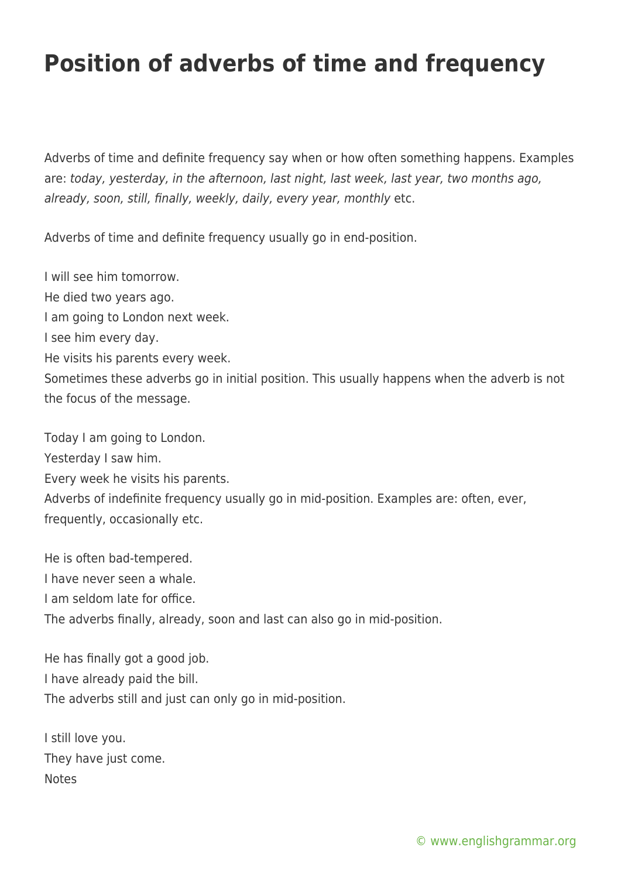# Position of adverbs of time and frequency

Adverbs of time and definite frequency say when or how often something happens. Examples are: *today, yesterday, in the afternoon, last night, last week, last year, two months ago, already, soon, still, finally, weekly, daily, every year, monthly* etc.

Adverbs of time and definite frequency usually go in end-position.

I will see him tomorrow.
He died two years ago.
I am going to London next week.
I see him every day.
He visits his parents every week.
Sometimes these adverbs go in initial position. This usually happens when the adverb is not the focus of the message.

Today I am going to London.
Yesterday I saw him.
Every week he visits his parents.
Adverbs of indefinite frequency usually go in mid-position. Examples are: often, ever, frequently, occasionally etc.

He is often bad-tempered.
I have never seen a whale.
I am seldom late for office.
The adverbs finally, already, soon and last can also go in mid-position.

He has finally got a good job.
I have already paid the bill.
The adverbs still and just can only go in mid-position.

I still love you.
They have just come.
Notes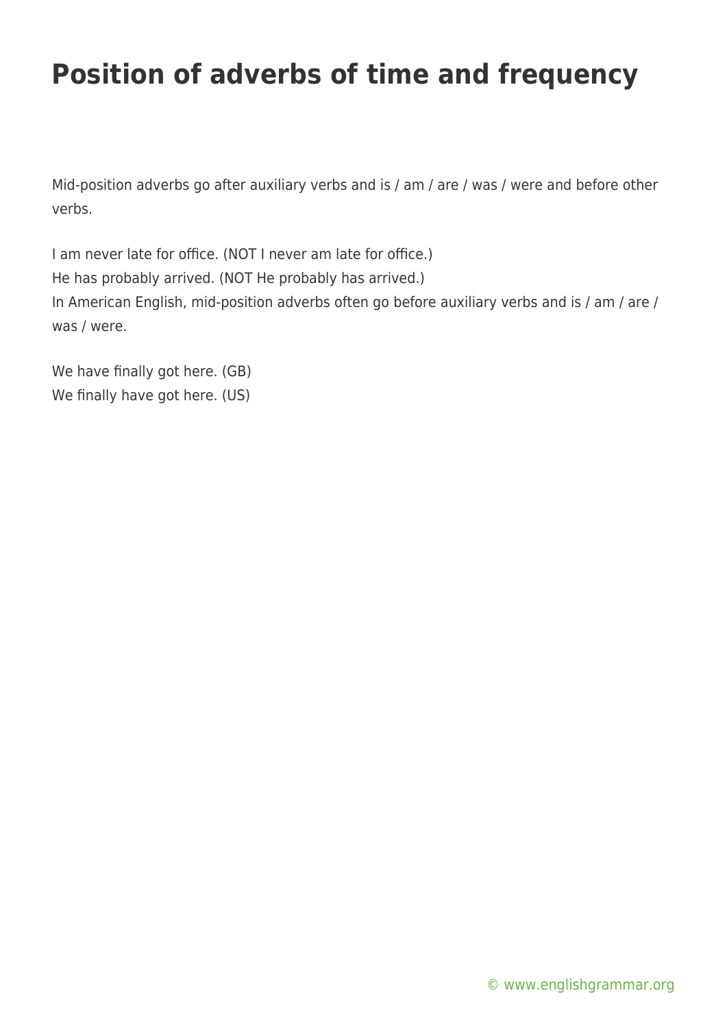# Position of adverbs of time and frequency

Mid-position adverbs go after auxiliary verbs and is / am / are / was / were and before other verbs.

I am never late for office. (NOT I never am late for office.)
He has probably arrived. (NOT He probably has arrived.)
In American English, mid-position adverbs often go before auxiliary verbs and is / am / are / was / were.

We have finally got here. (GB)
We finally have got here. (US)